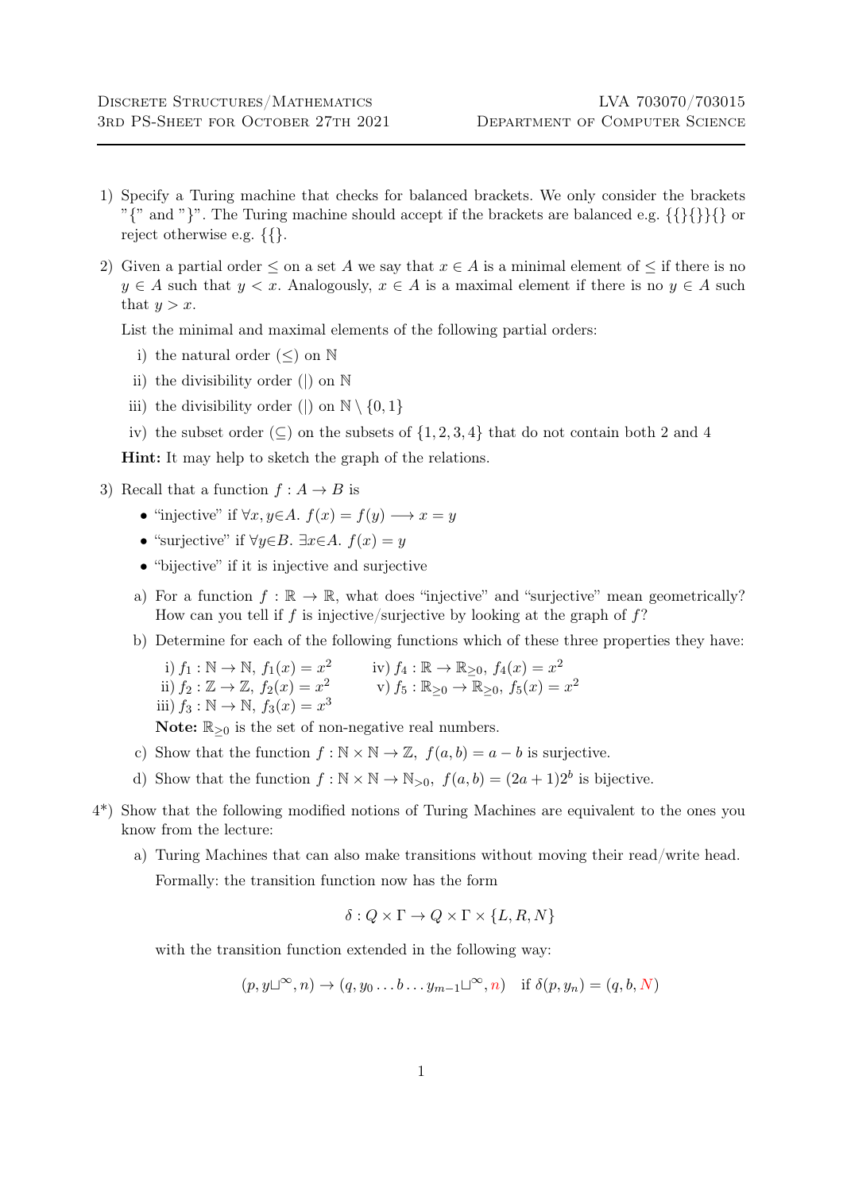Discrete Structures/Mathematics — LVA 703070/703015
3rd PS-Sheet for October 27th 2021 — Department of Computer Science

1) Specify a Turing machine that checks for balanced brackets. We only consider the brackets "{" and "}". The Turing machine should accept if the brackets are balanced e.g. {{}{}}{} or reject otherwise e.g. {{}.

2) Given a partial order $\leq$ on a set $A$ we say that $x \in A$ is a minimal element of $\leq$ if there is no $y \in A$ such that $y < x$. Analogously, $x \in A$ is a maximal element if there is no $y \in A$ such that $y > x$.

   List the minimal and maximal elements of the following partial orders:

   i) the natural order ($\leq$) on $\mathbb{N}$
   ii) the divisibility order ($|$) on $\mathbb{N}$
   iii) the divisibility order ($|$) on $\mathbb{N} \setminus \{0, 1\}$
   iv) the subset order ($\subseteq$) on the subsets of $\{1, 2, 3, 4\}$ that do not contain both 2 and 4

   **Hint:** It may help to sketch the graph of the relations.

3) Recall that a function $f : A \to B$ is
   - "injective" if $\forall x, y \in A.\ f(x) = f(y) \longrightarrow x = y$
   - "surjective" if $\forall y \in B.\ \exists x \in A.\ f(x) = y$
   - "bijective" if it is injective and surjective

   a) For a function $f : \mathbb{R} \to \mathbb{R}$, what does "injective" and "surjective" mean geometrically? How can you tell if $f$ is injective/surjective by looking at the graph of $f$?

   b) Determine for each of the following functions which of these three properties they have:

      i) $f_1 : \mathbb{N} \to \mathbb{N},\ f_1(x) = x^2$
      ii) $f_2 : \mathbb{Z} \to \mathbb{Z},\ f_2(x) = x^2$
      iii) $f_3 : \mathbb{N} \to \mathbb{N},\ f_3(x) = x^3$
      iv) $f_4 : \mathbb{R} \to \mathbb{R}_{\geq 0},\ f_4(x) = x^2$
      v) $f_5 : \mathbb{R}_{\geq 0} \to \mathbb{R}_{\geq 0},\ f_5(x) = x^2$

      **Note:** $\mathbb{R}_{\geq 0}$ is the set of non-negative real numbers.

   c) Show that the function $f : \mathbb{N} \times \mathbb{N} \to \mathbb{Z},\ f(a, b) = a - b$ is surjective.

   d) Show that the function $f : \mathbb{N} \times \mathbb{N} \to \mathbb{N}_{>0},\ f(a, b) = (2a + 1)2^b$ is bijective.

4*) Show that the following modified notions of Turing Machines are equivalent to the ones you know from the lecture:

   a) Turing Machines that can also make transitions without moving their read/write head.

      Formally: the transition function now has the form

$$\delta : Q \times \Gamma \to Q \times \Gamma \times \{L, R, N\}$$

      with the transition function extended in the following way:

$$(p, y\sqcup^\infty, n) \to (q, y_0 \ldots b \ldots y_{m-1}\sqcup^\infty, n) \quad \text{if } \delta(p, y_n) = (q, b, N)$$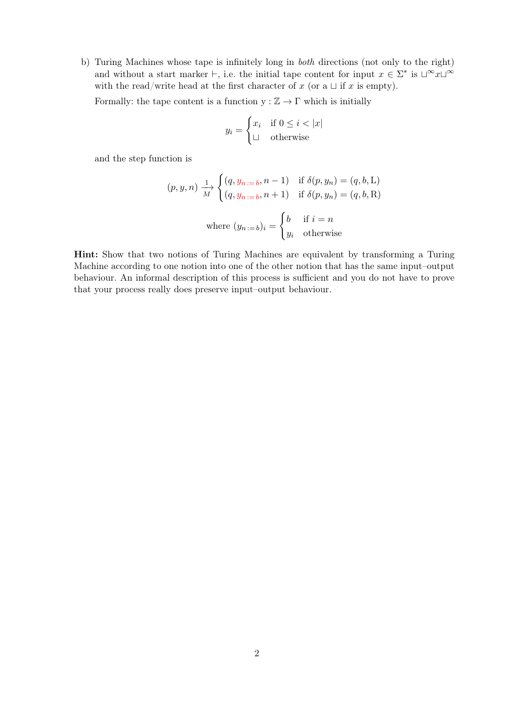b) Turing Machines whose tape is infinitely long in *both* directions (not only to the right) and without a start marker $\vdash$, i.e. the initial tape content for input $x \in \Sigma^*$ is $\sqcup^\infty x \sqcup^\infty$ with the read/write head at the first character of $x$ (or a $\sqcup$ if $x$ is empty).

Formally: the tape content is a function $y : \mathbb{Z} \to \Gamma$ which is initially

$$y_i = \begin{cases} x_i & \text{if } 0 \leq i < |x| \\ \sqcup & \text{otherwise} \end{cases}$$

and the step function is

$$(p, y, n) \xrightarrow[M]{1} \begin{cases} (q, y_{n:=b}, n-1) & \text{if } \delta(p, y_n) = (q, b, \mathrm{L}) \\ (q, y_{n:=b}, n+1) & \text{if } \delta(p, y_n) = (q, b, \mathrm{R}) \end{cases}$$

$$\text{where } (y_{n:=b})_i = \begin{cases} b & \text{if } i = n \\ y_i & \text{otherwise} \end{cases}$$

**Hint:** Show that two notions of Turing Machines are equivalent by transforming a Turing Machine according to one notion into one of the other notion that has the same input–output behaviour. An informal description of this process is sufficient and you do not have to prove that your process really does preserve input–output behaviour.